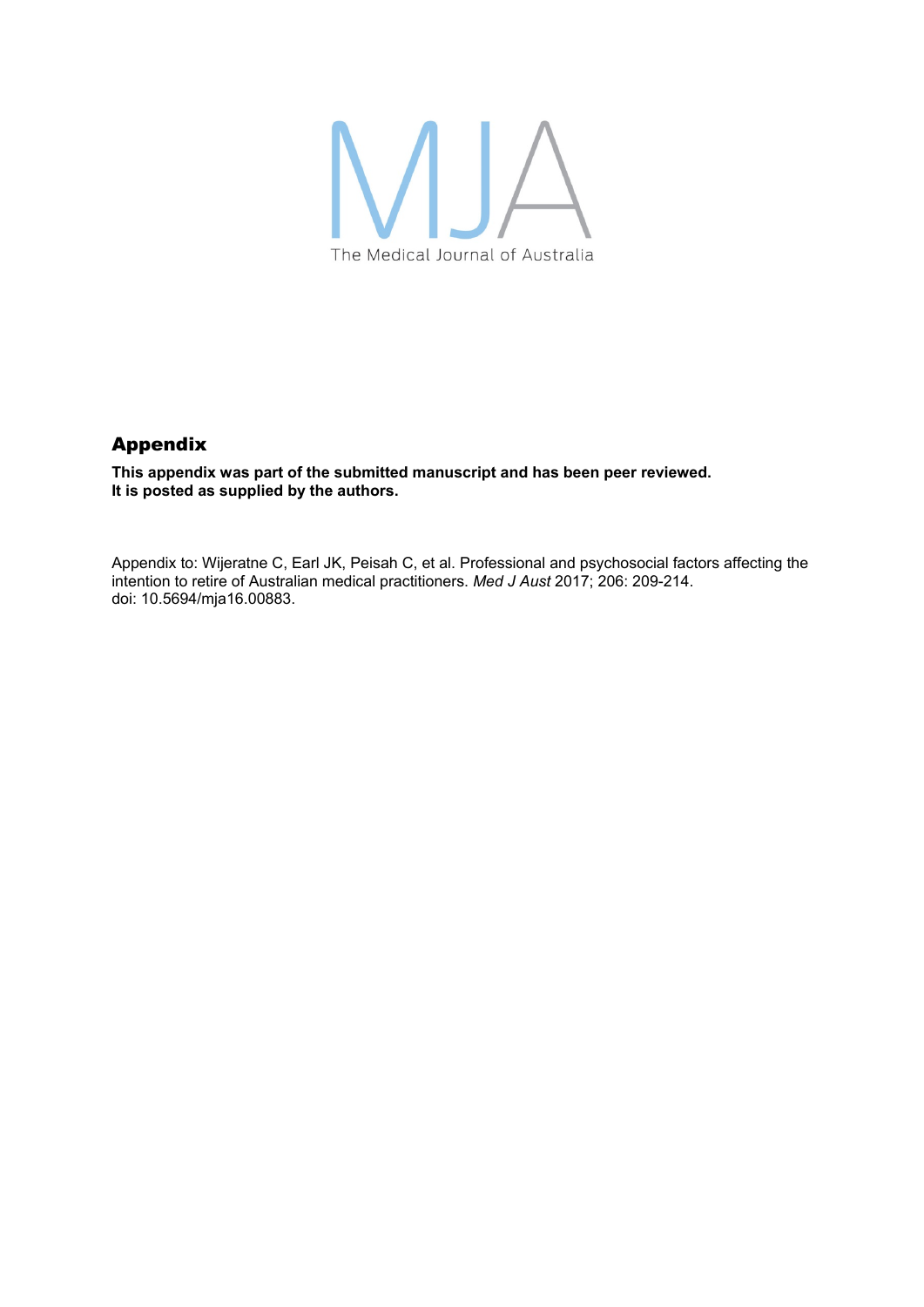MJA

The Medical Journal of Australia

## Appendix

**This appendix was part of the submitted manuscript and has been peer reviewed.**
**It is posted as supplied by the authors.**

Appendix to: Wijeratne C, Earl JK, Peisah C, et al. Professional and psychosocial factors affecting the intention to retire of Australian medical practitioners. *Med J Aust* 2017; 206: 209-214. doi: 10.5694/mja16.00883.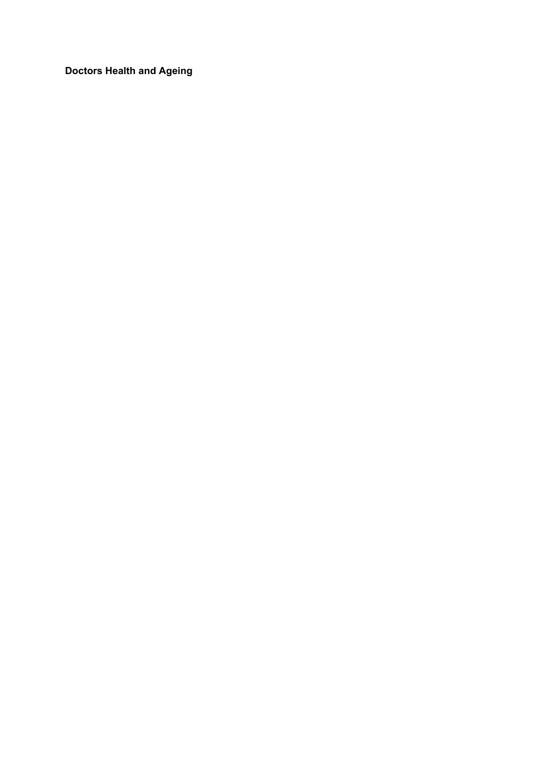**Doctors Health and Ageing**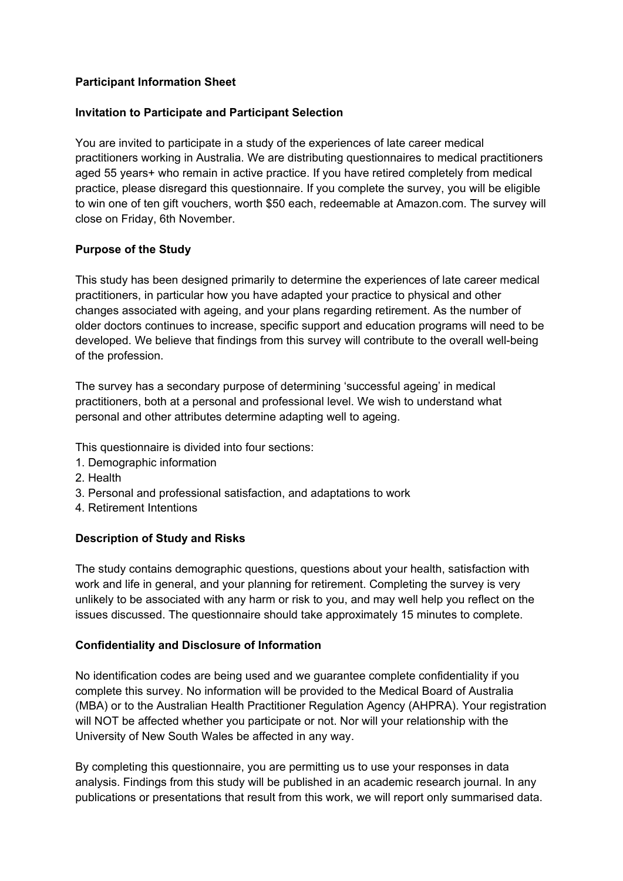**Participant Information Sheet**

**Invitation to Participate and Participant Selection**

You are invited to participate in a study of the experiences of late career medical practitioners working in Australia. We are distributing questionnaires to medical practitioners aged 55 years+ who remain in active practice. If you have retired completely from medical practice, please disregard this questionnaire. If you complete the survey, you will be eligible to win one of ten gift vouchers, worth $50 each, redeemable at Amazon.com. The survey will close on Friday, 6th November.

**Purpose of the Study**

This study has been designed primarily to determine the experiences of late career medical practitioners, in particular how you have adapted your practice to physical and other changes associated with ageing, and your plans regarding retirement. As the number of older doctors continues to increase, specific support and education programs will need to be developed. We believe that findings from this survey will contribute to the overall well-being of the profession.

The survey has a secondary purpose of determining 'successful ageing' in medical practitioners, both at a personal and professional level. We wish to understand what personal and other attributes determine adapting well to ageing.

This questionnaire is divided into four sections:

1. Demographic information
2. Health
3. Personal and professional satisfaction, and adaptations to work
4. Retirement Intentions

**Description of Study and Risks**

The study contains demographic questions, questions about your health, satisfaction with work and life in general, and your planning for retirement. Completing the survey is very unlikely to be associated with any harm or risk to you, and may well help you reflect on the issues discussed. The questionnaire should take approximately 15 minutes to complete.

**Confidentiality and Disclosure of Information**

No identification codes are being used and we guarantee complete confidentiality if you complete this survey. No information will be provided to the Medical Board of Australia (MBA) or to the Australian Health Practitioner Regulation Agency (AHPRA). Your registration will NOT be affected whether you participate or not. Nor will your relationship with the University of New South Wales be affected in any way.

By completing this questionnaire, you are permitting us to use your responses in data analysis. Findings from this study will be published in an academic research journal. In any publications or presentations that result from this work, we will report only summarised data.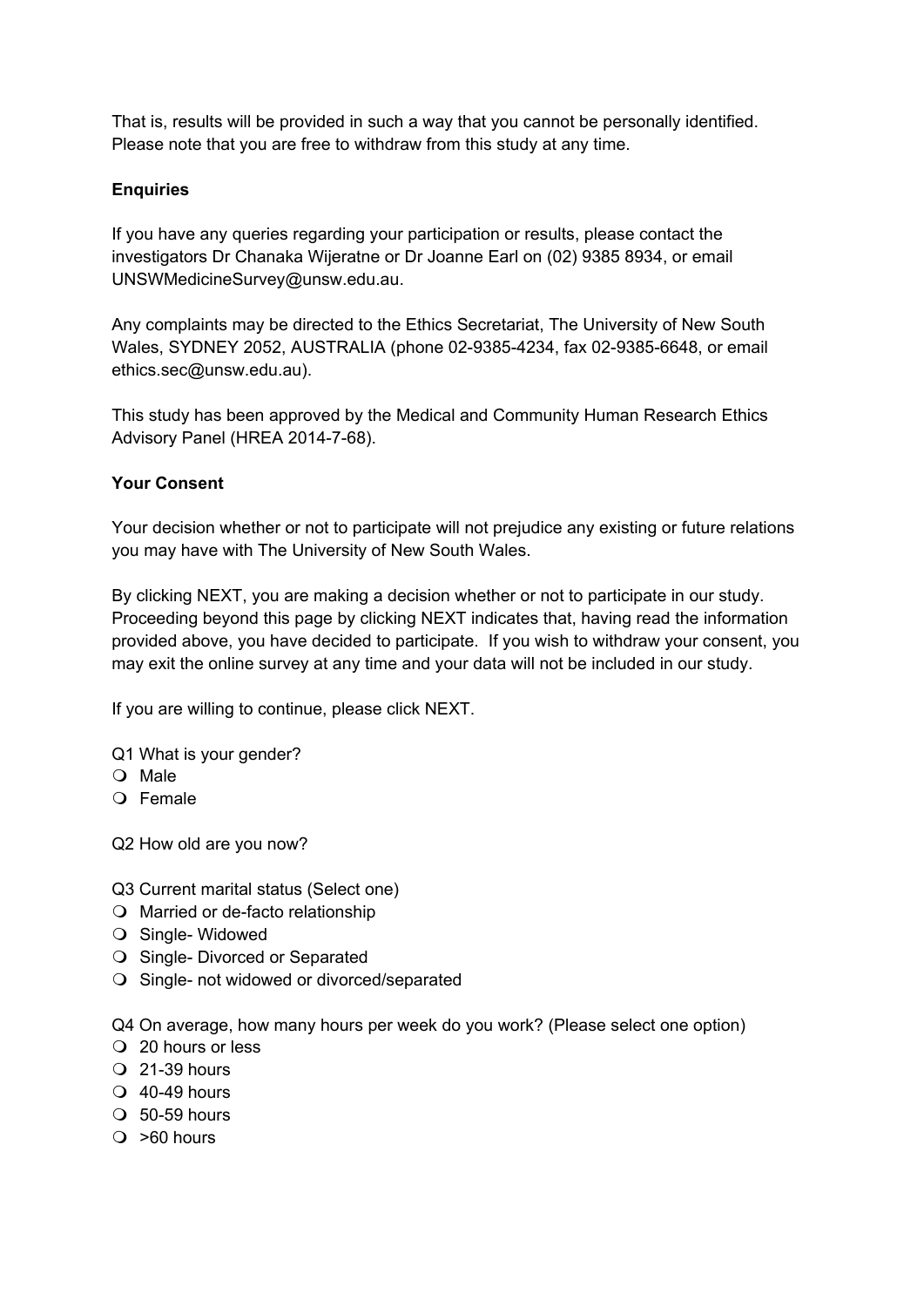That is, results will be provided in such a way that you cannot be personally identified. Please note that you are free to withdraw from this study at any time.

**Enquiries**

If you have any queries regarding your participation or results, please contact the investigators Dr Chanaka Wijeratne or Dr Joanne Earl on (02) 9385 8934, or email UNSWMedicineSurvey@unsw.edu.au.

Any complaints may be directed to the Ethics Secretariat, The University of New South Wales, SYDNEY 2052, AUSTRALIA (phone 02-9385-4234, fax 02-9385-6648, or email ethics.sec@unsw.edu.au).

This study has been approved by the Medical and Community Human Research Ethics Advisory Panel (HREA 2014-7-68).

**Your Consent**

Your decision whether or not to participate will not prejudice any existing or future relations you may have with The University of New South Wales.

By clicking NEXT, you are making a decision whether or not to participate in our study. Proceeding beyond this page by clicking NEXT indicates that, having read the information provided above, you have decided to participate. If you wish to withdraw your consent, you may exit the online survey at any time and your data will not be included in our study.

If you are willing to continue, please click NEXT.

Q1 What is your gender?
- ❍ Male
- ❍ Female

Q2 How old are you now?

Q3 Current marital status (Select one)
- ❍ Married or de-facto relationship
- ❍ Single- Widowed
- ❍ Single- Divorced or Separated
- ❍ Single- not widowed or divorced/separated

Q4 On average, how many hours per week do you work? (Please select one option)
- ❍ 20 hours or less
- ❍ 21-39 hours
- ❍ 40-49 hours
- ❍ 50-59 hours
- ❍ >60 hours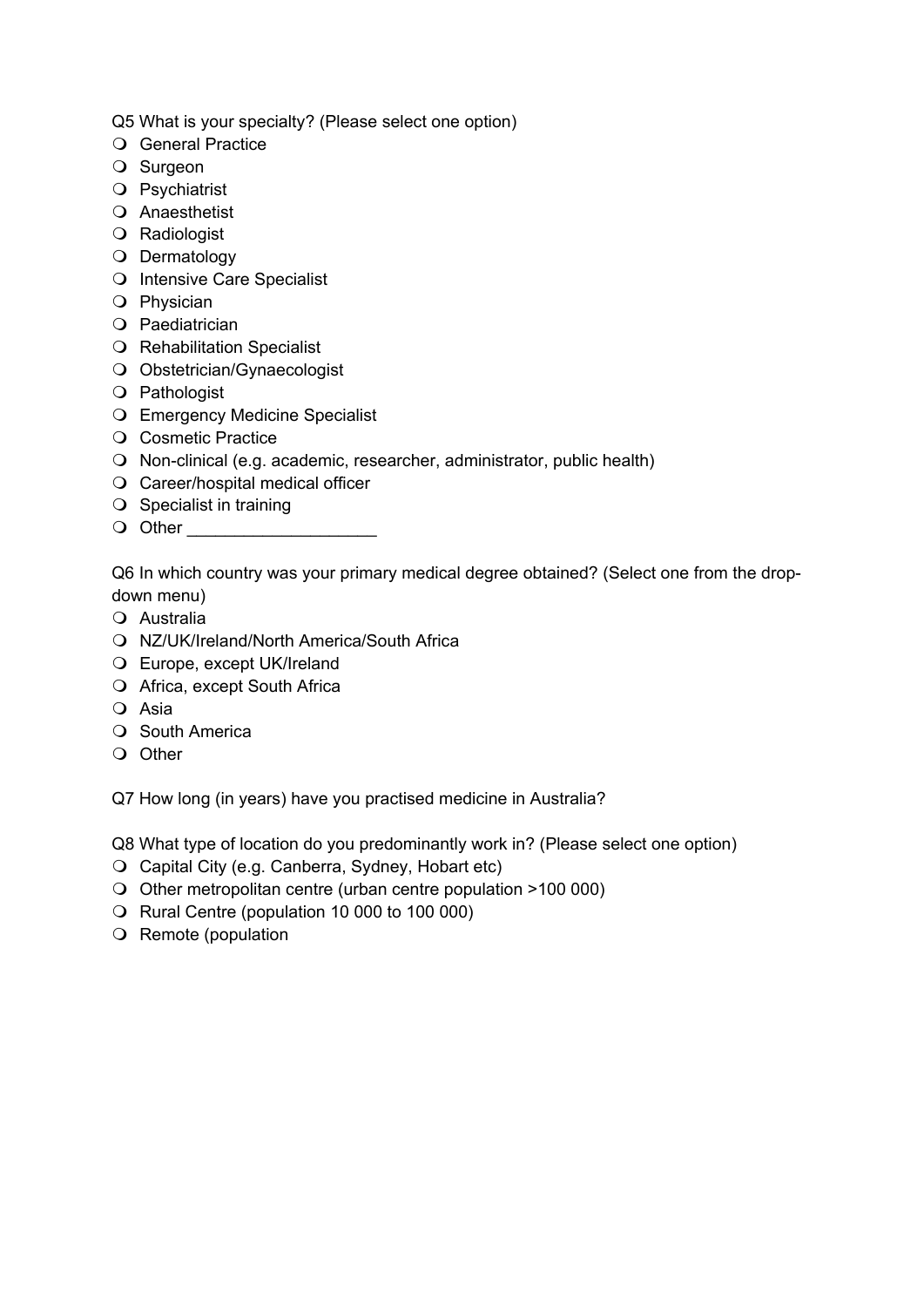Q5 What is your specialty? (Please select one option)

- ❍ General Practice
- ❍ Surgeon
- ❍ Psychiatrist
- ❍ Anaesthetist
- ❍ Radiologist
- ❍ Dermatology
- ❍ Intensive Care Specialist
- ❍ Physician
- ❍ Paediatrician
- ❍ Rehabilitation Specialist
- ❍ Obstetrician/Gynaecologist
- ❍ Pathologist
- ❍ Emergency Medicine Specialist
- ❍ Cosmetic Practice
- ❍ Non-clinical (e.g. academic, researcher, administrator, public health)
- ❍ Career/hospital medical officer
- ❍ Specialist in training
- ❍ Other ____________________

Q6 In which country was your primary medical degree obtained? (Select one from the drop-down menu)

- ❍ Australia
- ❍ NZ/UK/Ireland/North America/South Africa
- ❍ Europe, except UK/Ireland
- ❍ Africa, except South Africa
- ❍ Asia
- ❍ South America
- ❍ Other

Q7 How long (in years) have you practised medicine in Australia?

Q8 What type of location do you predominantly work in? (Please select one option)

- ❍ Capital City (e.g. Canberra, Sydney, Hobart etc)
- ❍ Other metropolitan centre (urban centre population >100 000)
- ❍ Rural Centre (population 10 000 to 100 000)
- ❍ Remote (population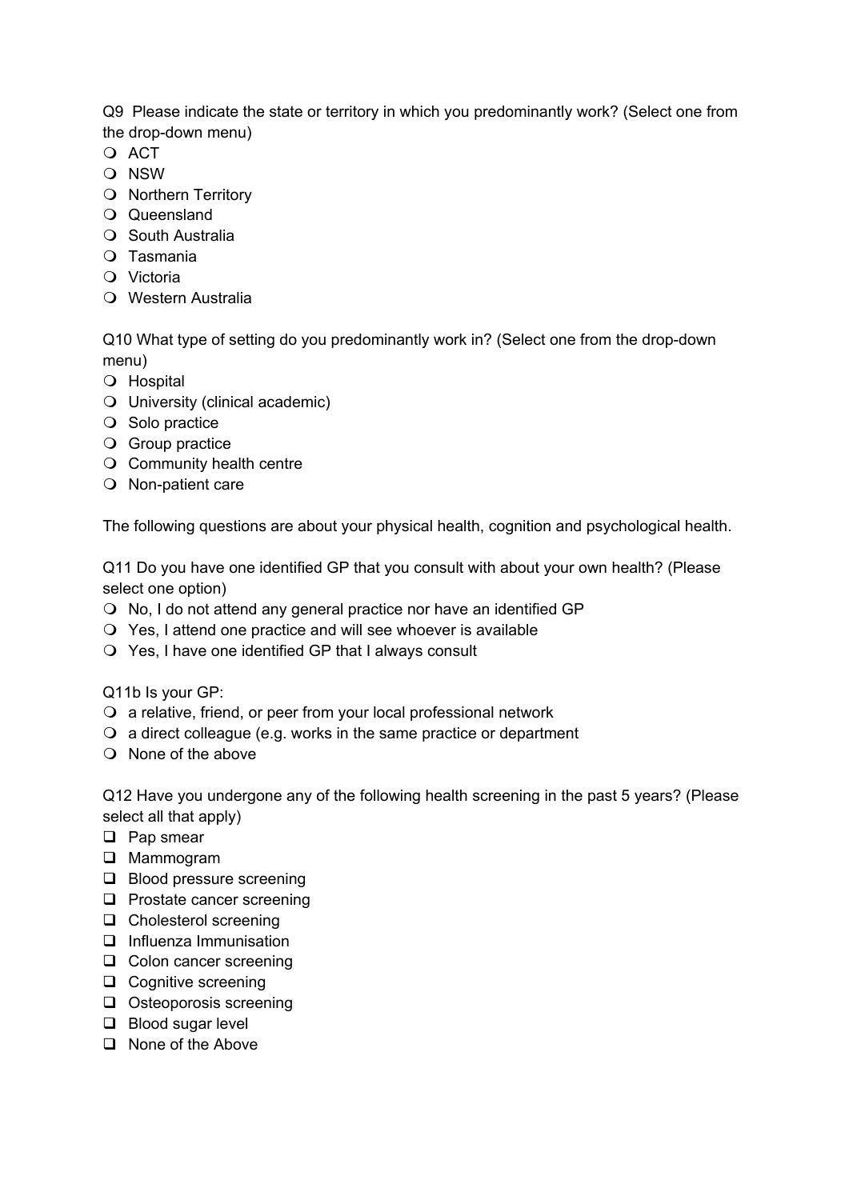Q9 Please indicate the state or territory in which you predominantly work? (Select one from the drop-down menu)

- ACT
- NSW
- Northern Territory
- Queensland
- South Australia
- Tasmania
- Victoria
- Western Australia

Q10 What type of setting do you predominantly work in? (Select one from the drop-down menu)

- Hospital
- University (clinical academic)
- Solo practice
- Group practice
- Community health centre
- Non-patient care

The following questions are about your physical health, cognition and psychological health.

Q11 Do you have one identified GP that you consult with about your own health? (Please select one option)

- No, I do not attend any general practice nor have an identified GP
- Yes, I attend one practice and will see whoever is available
- Yes, I have one identified GP that I always consult

Q11b Is your GP:

- a relative, friend, or peer from your local professional network
- a direct colleague (e.g. works in the same practice or department
- None of the above

Q12 Have you undergone any of the following health screening in the past 5 years? (Please select all that apply)

- [ ] Pap smear
- [ ] Mammogram
- [ ] Blood pressure screening
- [ ] Prostate cancer screening
- [ ] Cholesterol screening
- [ ] Influenza Immunisation
- [ ] Colon cancer screening
- [ ] Cognitive screening
- [ ] Osteoporosis screening
- [ ] Blood sugar level
- [ ] None of the Above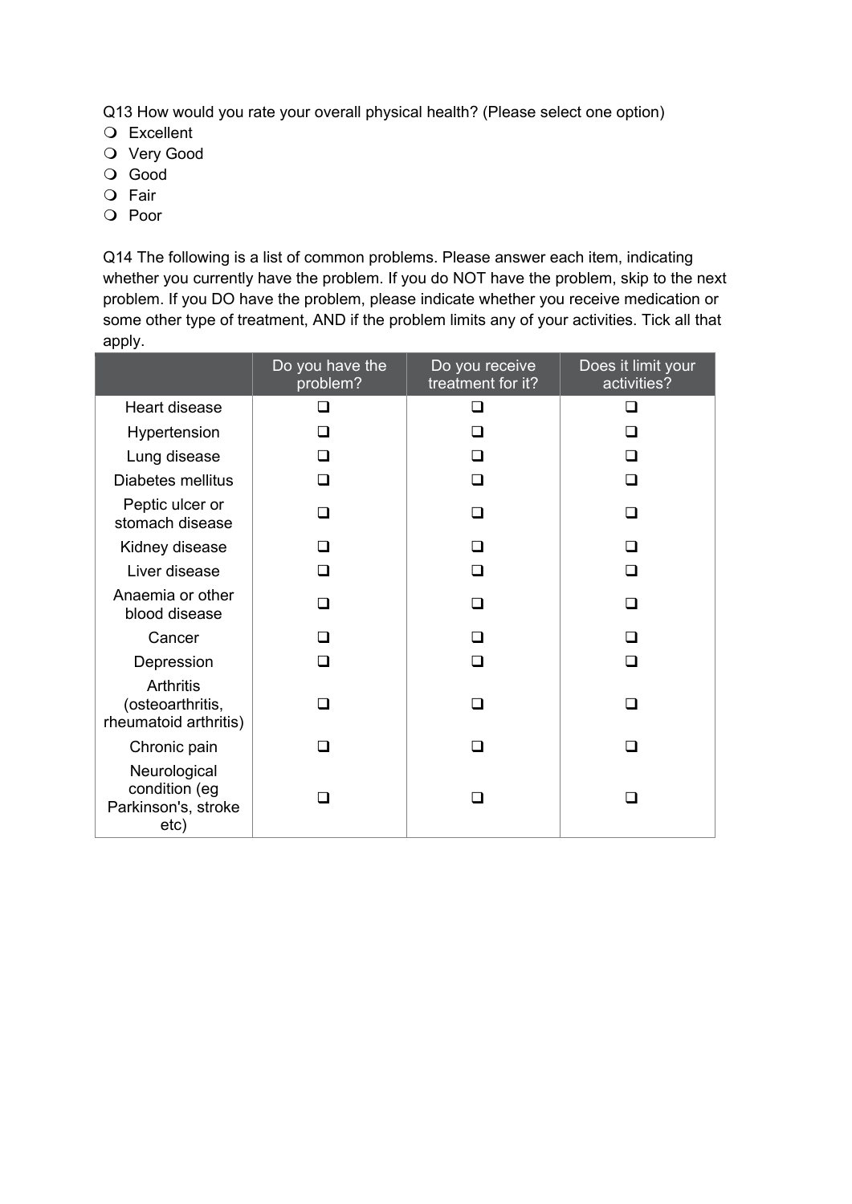Q13 How would you rate your overall physical health? (Please select one option)

- ❍ Excellent
- ❍ Very Good
- ❍ Good
- ❍ Fair
- ❍ Poor

Q14 The following is a list of common problems. Please answer each item, indicating whether you currently have the problem. If you do NOT have the problem, skip to the next problem. If you DO have the problem, please indicate whether you receive medication or some other type of treatment, AND if the problem limits any of your activities. Tick all that apply.

| | Do you have the problem? | Do you receive treatment for it? | Does it limit your activities? |
|---|---|---|---|
| Heart disease | ❑ | ❑ | ❑ |
| Hypertension | ❑ | ❑ | ❑ |
| Lung disease | ❑ | ❑ | ❑ |
| Diabetes mellitus | ❑ | ❑ | ❑ |
| Peptic ulcer or stomach disease | ❑ | ❑ | ❑ |
| Kidney disease | ❑ | ❑ | ❑ |
| Liver disease | ❑ | ❑ | ❑ |
| Anaemia or other blood disease | ❑ | ❑ | ❑ |
| Cancer | ❑ | ❑ | ❑ |
| Depression | ❑ | ❑ | ❑ |
| Arthritis (osteoarthritis, rheumatoid arthritis) | ❑ | ❑ | ❑ |
| Chronic pain | ❑ | ❑ | ❑ |
| Neurological condition (eg Parkinson's, stroke etc) | ❑ | ❑ | ❑ |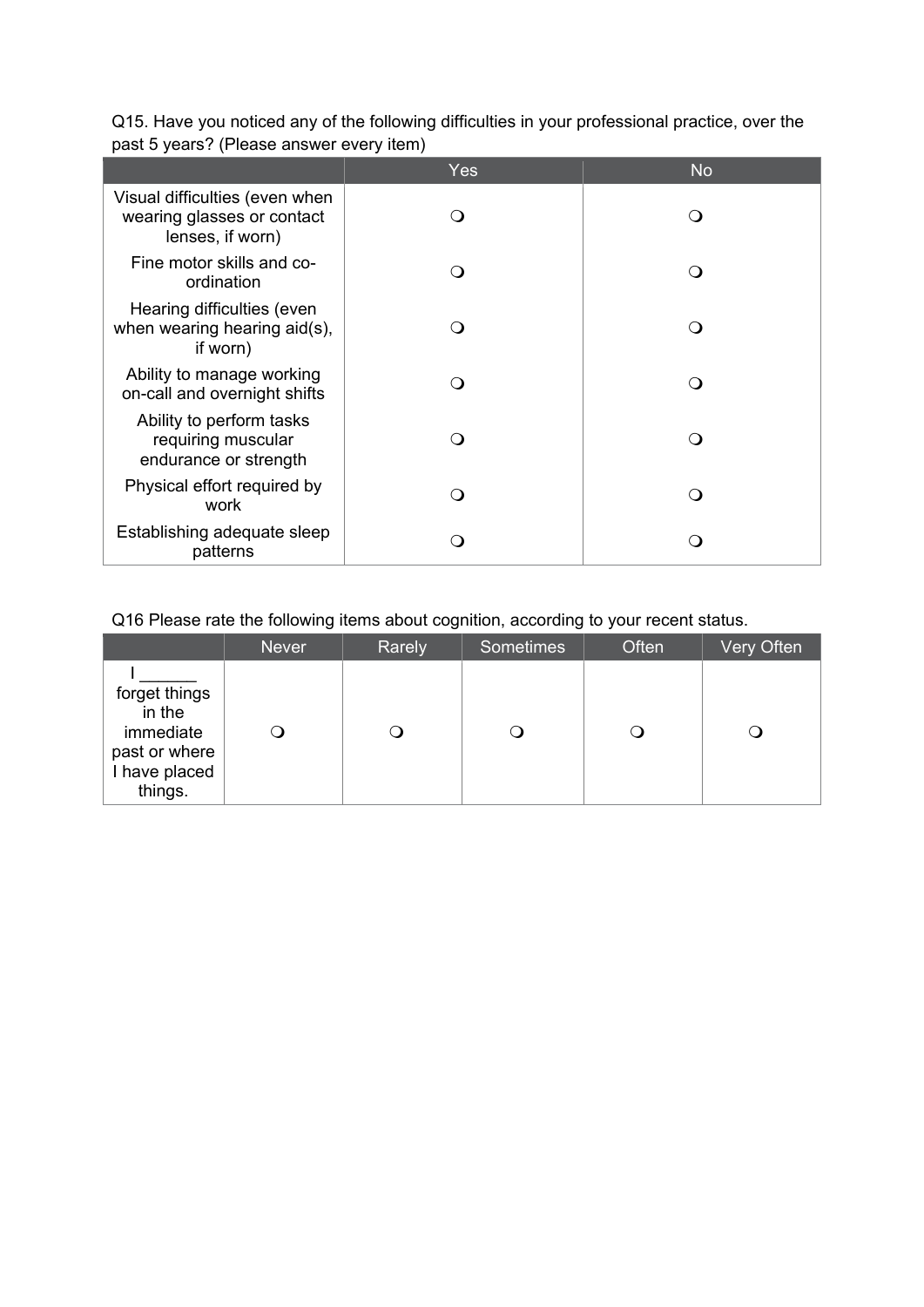Q15. Have you noticed any of the following difficulties in your professional practice, over the past 5 years? (Please answer every item)

| | Yes | No |
|---|---|---|
| Visual difficulties (even when wearing glasses or contact lenses, if worn) | ❍ | ❍ |
| Fine motor skills and co-ordination | ❍ | ❍ |
| Hearing difficulties (even when wearing hearing aid(s), if worn) | ❍ | ❍ |
| Ability to manage working on-call and overnight shifts | ❍ | ❍ |
| Ability to perform tasks requiring muscular endurance or strength | ❍ | ❍ |
| Physical effort required by work | ❍ | ❍ |
| Establishing adequate sleep patterns | ❍ | ❍ |

Q16 Please rate the following items about cognition, according to your recent status.

| | Never | Rarely | Sometimes | Often | Very Often |
|---|---|---|---|---|---|
| I ______ forget things in the immediate past or where I have placed things. | ❍ | ❍ | ❍ | ❍ | ❍ |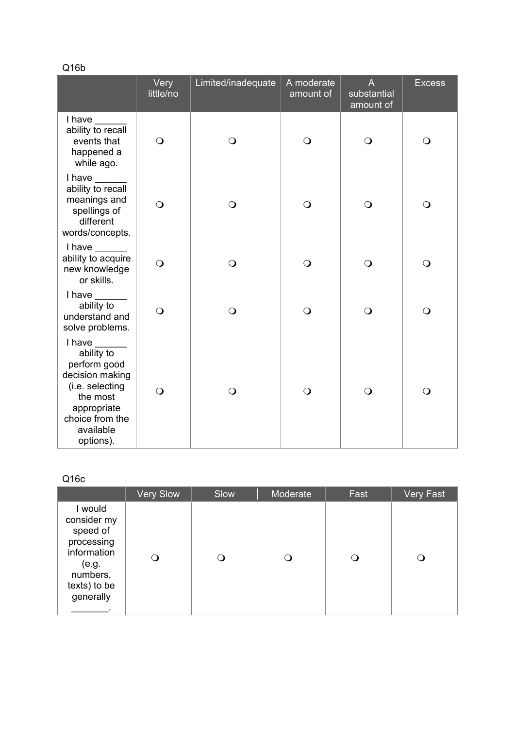Q16b

| | Very little/no | Limited/inadequate | A moderate amount of | A substantial amount of | Excess |
|---|---|---|---|---|---|
| I have ______ ability to recall events that happened a while ago. | ❍ | ❍ | ❍ | ❍ | ❍ |
| I have ______ ability to recall meanings and spellings of different words/concepts. | ❍ | ❍ | ❍ | ❍ | ❍ |
| I have ______ ability to acquire new knowledge or skills. | ❍ | ❍ | ❍ | ❍ | ❍ |
| I have ______ ability to understand and solve problems. | ❍ | ❍ | ❍ | ❍ | ❍ |
| I have ______ ability to perform good decision making (i.e. selecting the most appropriate choice from the available options). | ❍ | ❍ | ❍ | ❍ | ❍ |

Q16c

| | Very Slow | Slow | Moderate | Fast | Very Fast |
|---|---|---|---|---|---|
| I would consider my speed of processing information (e.g. numbers, texts) to be generally _______. | ❍ | ❍ | ❍ | ❍ | ❍ |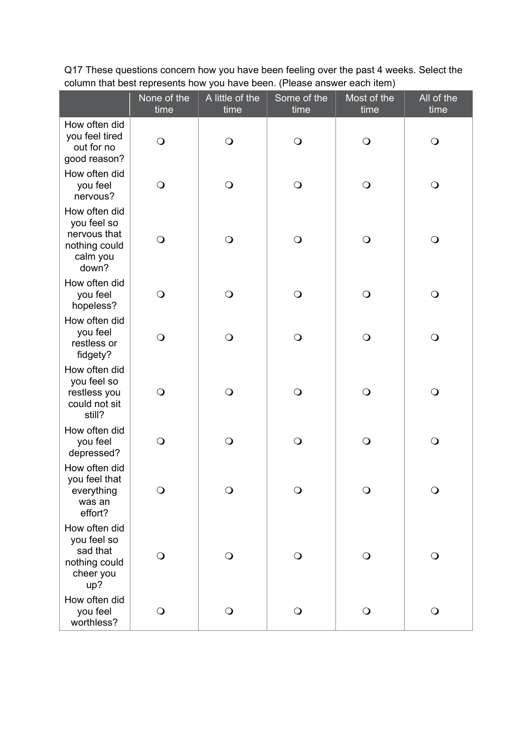Q17 These questions concern how you have been feeling over the past 4 weeks. Select the column that best represents how you have been. (Please answer each item)

| | None of the time | A little of the time | Some of the time | Most of the time | All of the time |
|---|---|---|---|---|---|
| How often did you feel tired out for no good reason? | ❍ | ❍ | ❍ | ❍ | ❍ |
| How often did you feel nervous? | ❍ | ❍ | ❍ | ❍ | ❍ |
| How often did you feel so nervous that nothing could calm you down? | ❍ | ❍ | ❍ | ❍ | ❍ |
| How often did you feel hopeless? | ❍ | ❍ | ❍ | ❍ | ❍ |
| How often did you feel restless or fidgety? | ❍ | ❍ | ❍ | ❍ | ❍ |
| How often did you feel so restless you could not sit still? | ❍ | ❍ | ❍ | ❍ | ❍ |
| How often did you feel depressed? | ❍ | ❍ | ❍ | ❍ | ❍ |
| How often did you feel that everything was an effort? | ❍ | ❍ | ❍ | ❍ | ❍ |
| How often did you feel so sad that nothing could cheer you up? | ❍ | ❍ | ❍ | ❍ | ❍ |
| How often did you feel worthless? | ❍ | ❍ | ❍ | ❍ | ❍ |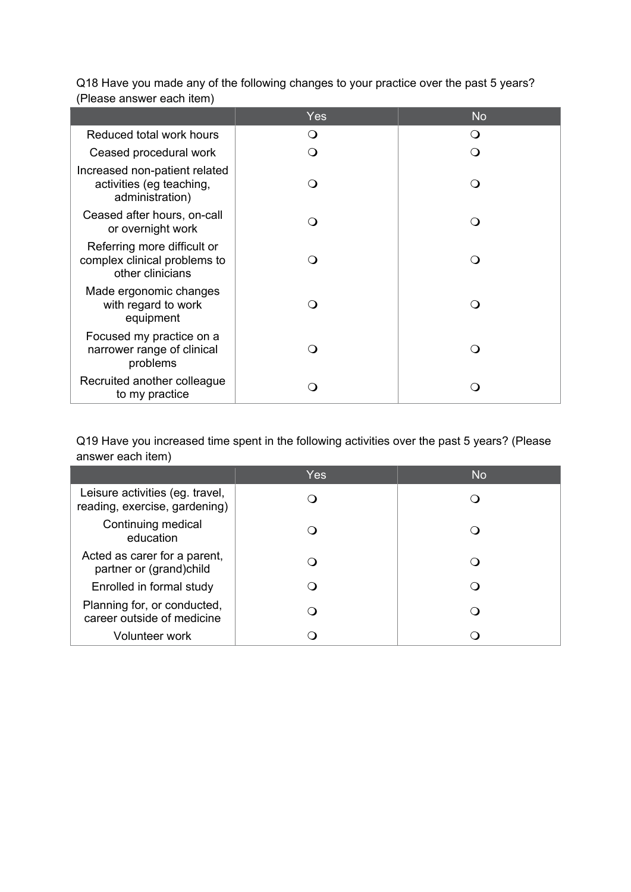Q18 Have you made any of the following changes to your practice over the past 5 years? (Please answer each item)

| | Yes | No |
|---|---|---|
| Reduced total work hours | ❍ | ❍ |
| Ceased procedural work | ❍ | ❍ |
| Increased non-patient related activities (eg teaching, administration) | ❍ | ❍ |
| Ceased after hours, on-call or overnight work | ❍ | ❍ |
| Referring more difficult or complex clinical problems to other clinicians | ❍ | ❍ |
| Made ergonomic changes with regard to work equipment | ❍ | ❍ |
| Focused my practice on a narrower range of clinical problems | ❍ | ❍ |
| Recruited another colleague to my practice | ❍ | ❍ |

Q19 Have you increased time spent in the following activities over the past 5 years? (Please answer each item)

| | Yes | No |
|---|---|---|
| Leisure activities (eg. travel, reading, exercise, gardening) | ❍ | ❍ |
| Continuing medical education | ❍ | ❍ |
| Acted as carer for a parent, partner or (grand)child | ❍ | ❍ |
| Enrolled in formal study | ❍ | ❍ |
| Planning for, or conducted, career outside of medicine | ❍ | ❍ |
| Volunteer work | ❍ | ❍ |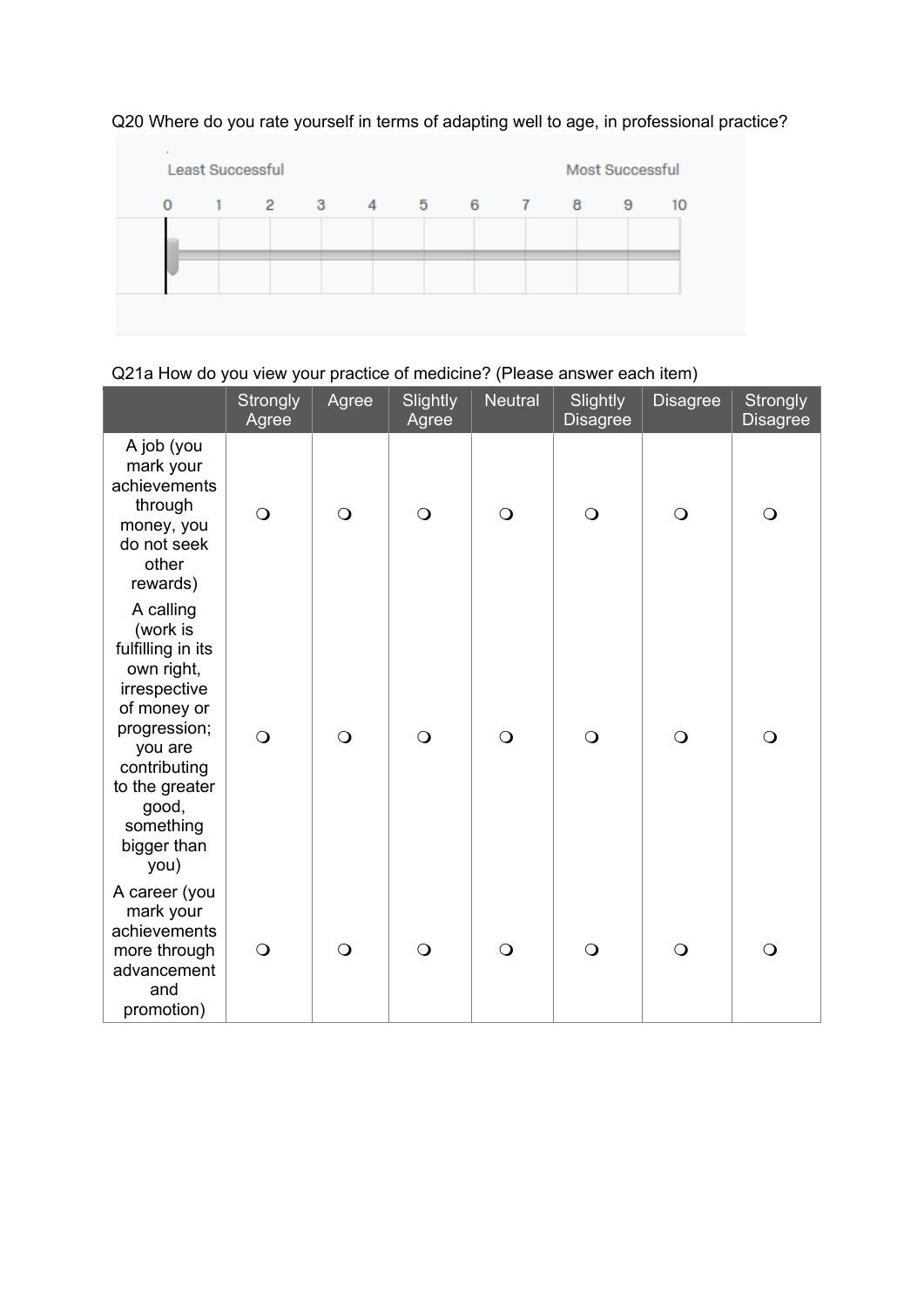Q20 Where do you rate yourself in terms of adapting well to age, in professional practice?

| Least Successful | | | | | | | | | | Most Successful |
|---|---|---|---|---|---|---|---|---|---|---|
| 0 | 1 | 2 | 3 | 4 | 5 | 6 | 7 | 8 | 9 | 10 |

Q21a How do you view your practice of medicine? (Please answer each item)

| | Strongly Agree | Agree | Slightly Agree | Neutral | Slightly Disagree | Disagree | Strongly Disagree |
|---|---|---|---|---|---|---|---|
| A job (you mark your achievements through money, you do not seek other rewards) | ❍ | ❍ | ❍ | ❍ | ❍ | ❍ | ❍ |
| A calling (work is fulfilling in its own right, irrespective of money or progression; you are contributing to the greater good, something bigger than you) | ❍ | ❍ | ❍ | ❍ | ❍ | ❍ | ❍ |
| A career (you mark your achievements more through advancement and promotion) | ❍ | ❍ | ❍ | ❍ | ❍ | ❍ | ❍ |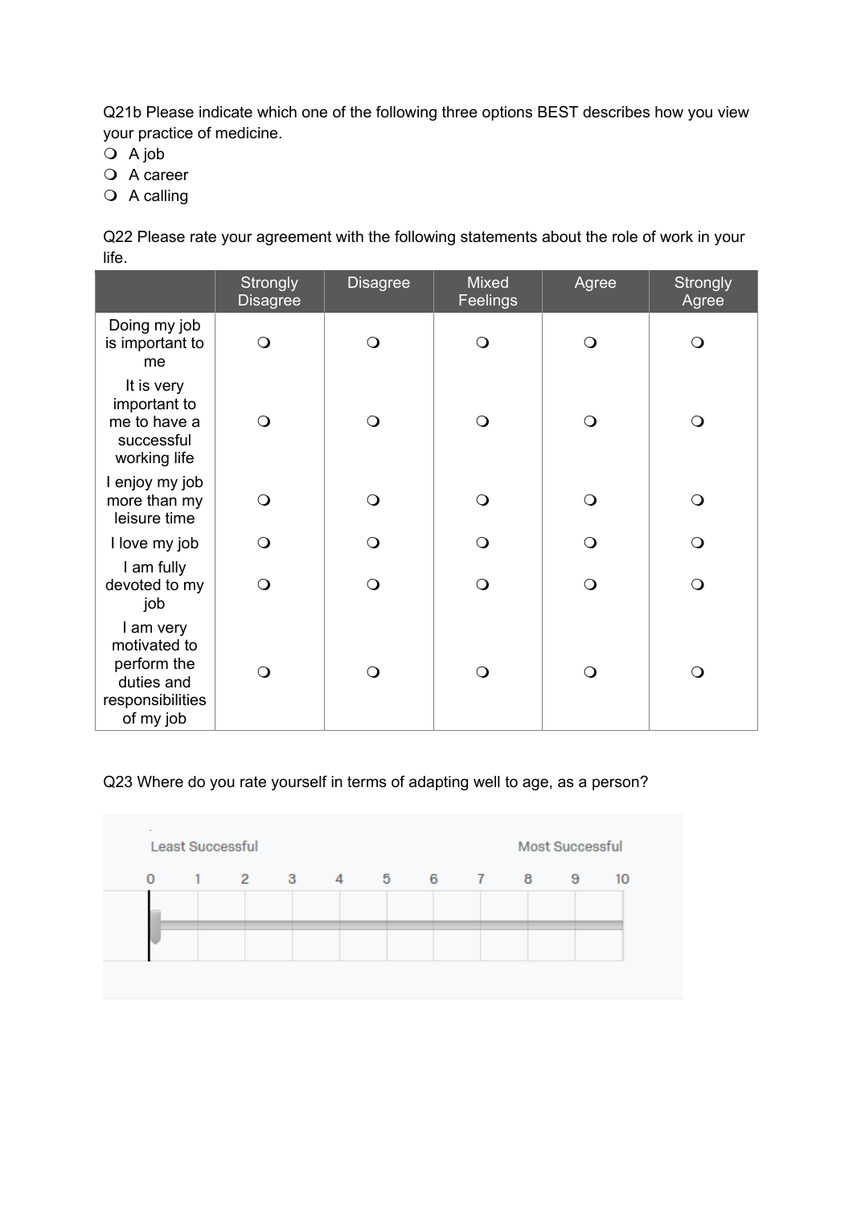Q21b Please indicate which one of the following three options BEST describes how you view your practice of medicine.

- ❍ A job
- ❍ A career
- ❍ A calling

Q22 Please rate your agreement with the following statements about the role of work in your life.

| | Strongly Disagree | Disagree | Mixed Feelings | Agree | Strongly Agree |
|---|---|---|---|---|---|
| Doing my job is important to me | ❍ | ❍ | ❍ | ❍ | ❍ |
| It is very important to me to have a successful working life | ❍ | ❍ | ❍ | ❍ | ❍ |
| I enjoy my job more than my leisure time | ❍ | ❍ | ❍ | ❍ | ❍ |
| I love my job | ❍ | ❍ | ❍ | ❍ | ❍ |
| I am fully devoted to my job | ❍ | ❍ | ❍ | ❍ | ❍ |
| I am very motivated to perform the duties and responsibilities of my job | ❍ | ❍ | ❍ | ❍ | ❍ |

Q23 Where do you rate yourself in terms of adapting well to age, as a person?

Least Successful — Most Successful

0 1 2 3 4 5 6 7 8 9 10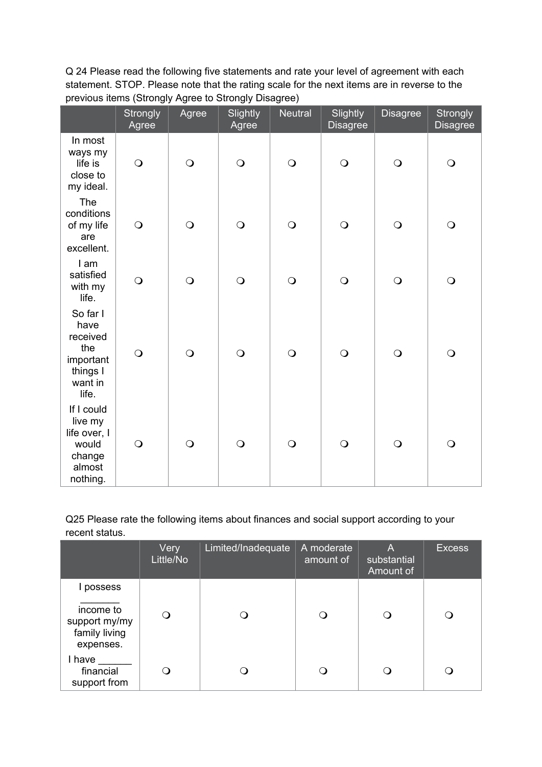Q 24 Please read the following five statements and rate your level of agreement with each statement. STOP. Please note that the rating scale for the next items are in reverse to the previous items (Strongly Agree to Strongly Disagree)

| | Strongly Agree | Agree | Slightly Agree | Neutral | Slightly Disagree | Disagree | Strongly Disagree |
|---|---|---|---|---|---|---|---|
| In most ways my life is close to my ideal. | ❍ | ❍ | ❍ | ❍ | ❍ | ❍ | ❍ |
| The conditions of my life are excellent. | ❍ | ❍ | ❍ | ❍ | ❍ | ❍ | ❍ |
| I am satisfied with my life. | ❍ | ❍ | ❍ | ❍ | ❍ | ❍ | ❍ |
| So far I have received the important things I want in life. | ❍ | ❍ | ❍ | ❍ | ❍ | ❍ | ❍ |
| If I could live my life over, I would change almost nothing. | ❍ | ❍ | ❍ | ❍ | ❍ | ❍ | ❍ |

Q25 Please rate the following items about finances and social support according to your recent status.

| | Very Little/No | Limited/Inadequate | A moderate amount of | A substantial Amount of | Excess |
|---|---|---|---|---|---|
| I possess _______ income to support my/my family living expenses. | ❍ | ❍ | ❍ | ❍ | ❍ |
| I have ______ financial support from | ❍ | ❍ | ❍ | ❍ | ❍ |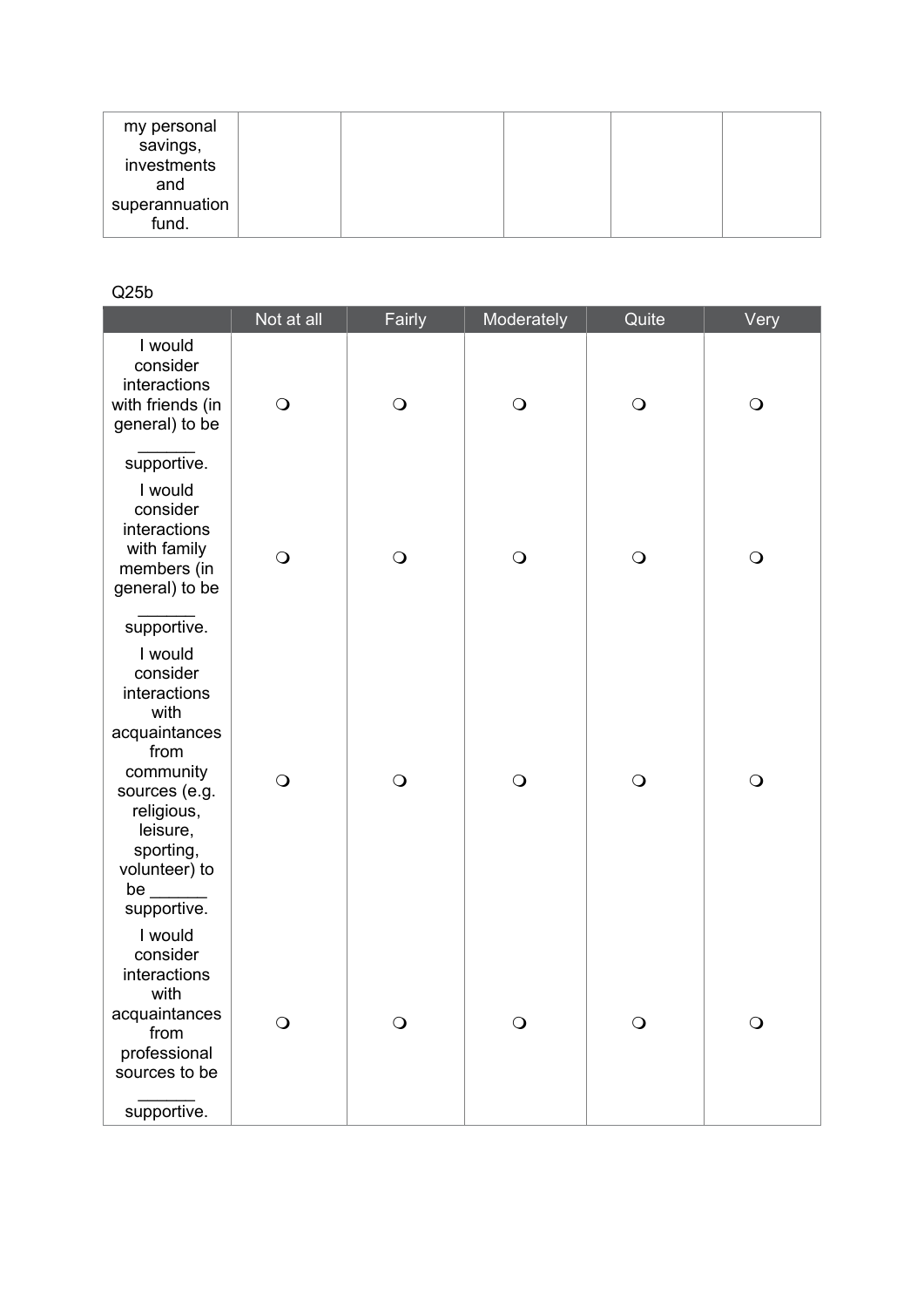| my personal savings, investments and superannuation fund. | | | | | |
|---|---|---|---|---|---|

Q25b

| | Not at all | Fairly | Moderately | Quite | Very |
|---|---|---|---|---|---|
| I would consider interactions with friends (in general) to be ______ supportive. | ❍ | ❍ | ❍ | ❍ | ❍ |
| I would consider interactions with family members (in general) to be ______ supportive. | ❍ | ❍ | ❍ | ❍ | ❍ |
| I would consider interactions with acquaintances from community sources (e.g. religious, leisure, sporting, volunteer) to be ______ supportive. | ❍ | ❍ | ❍ | ❍ | ❍ |
| I would consider interactions with acquaintances from professional sources to be ______ supportive. | ❍ | ❍ | ❍ | ❍ | ❍ |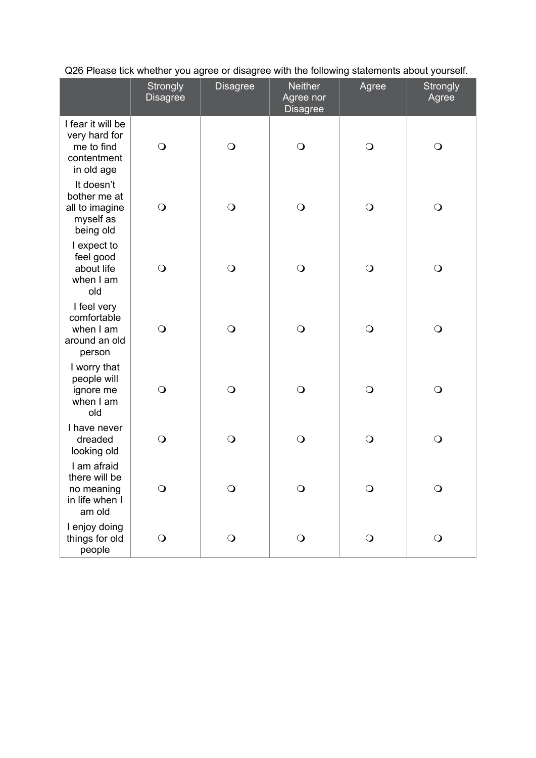Q26 Please tick whether you agree or disagree with the following statements about yourself.

| | Strongly Disagree | Disagree | Neither Agree nor Disagree | Agree | Strongly Agree |
|---|---|---|---|---|---|
| I fear it will be very hard for me to find contentment in old age | ❍ | ❍ | ❍ | ❍ | ❍ |
| It doesn’t bother me at all to imagine myself as being old | ❍ | ❍ | ❍ | ❍ | ❍ |
| I expect to feel good about life when I am old | ❍ | ❍ | ❍ | ❍ | ❍ |
| I feel very comfortable when I am around an old person | ❍ | ❍ | ❍ | ❍ | ❍ |
| I worry that people will ignore me when I am old | ❍ | ❍ | ❍ | ❍ | ❍ |
| I have never dreaded looking old | ❍ | ❍ | ❍ | ❍ | ❍ |
| I am afraid there will be no meaning in life when I am old | ❍ | ❍ | ❍ | ❍ | ❍ |
| I enjoy doing things for old people | ❍ | ❍ | ❍ | ❍ | ❍ |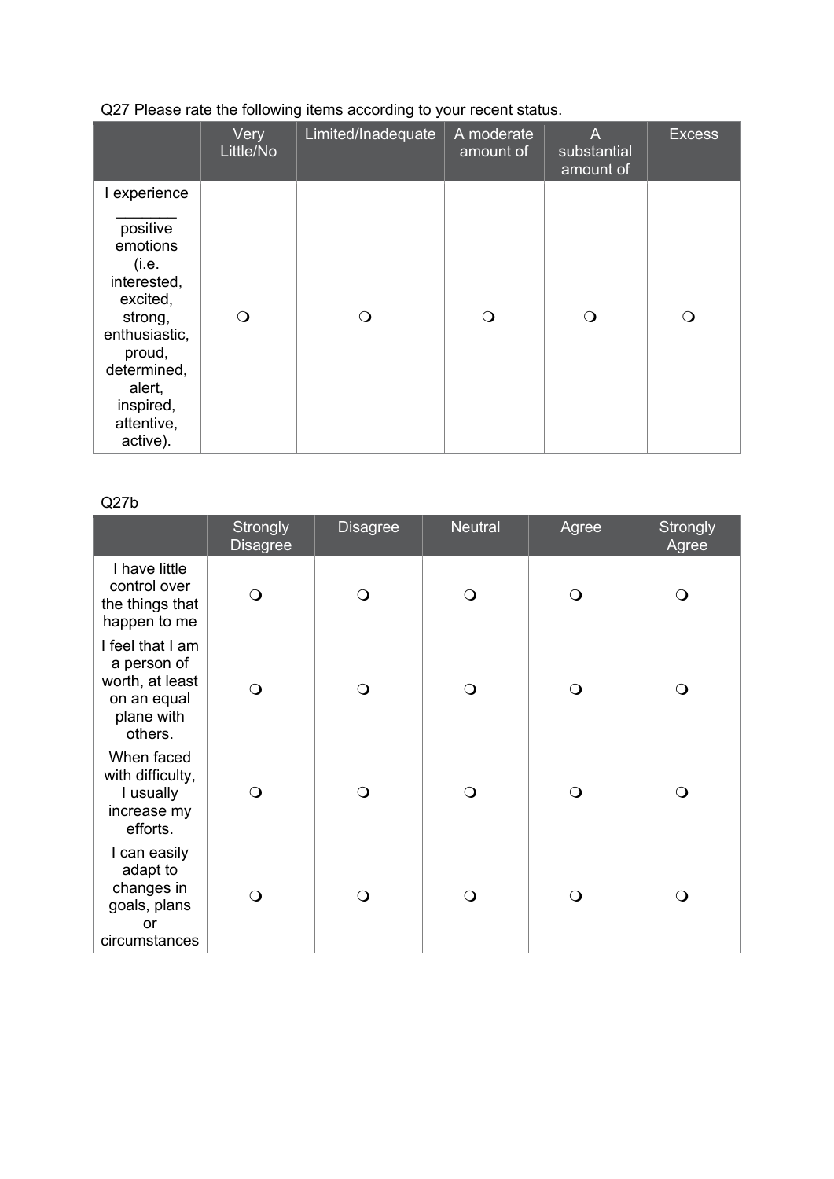Q27 Please rate the following items according to your recent status.

| | Very Little/No | Limited/Inadequate | A moderate amount of | A substantial amount of | Excess |
|---|---|---|---|---|---|
| I experience _______ positive emotions (i.e. interested, excited, strong, enthusiastic, proud, determined, alert, inspired, attentive, active). | ❍ | ❍ | ❍ | ❍ | ❍ |

Q27b

| | Strongly Disagree | Disagree | Neutral | Agree | Strongly Agree |
|---|---|---|---|---|---|
| I have little control over the things that happen to me | ❍ | ❍ | ❍ | ❍ | ❍ |
| I feel that I am a person of worth, at least on an equal plane with others. | ❍ | ❍ | ❍ | ❍ | ❍ |
| When faced with difficulty, I usually increase my efforts. | ❍ | ❍ | ❍ | ❍ | ❍ |
| I can easily adapt to changes in goals, plans or circumstances | ❍ | ❍ | ❍ | ❍ | ❍ |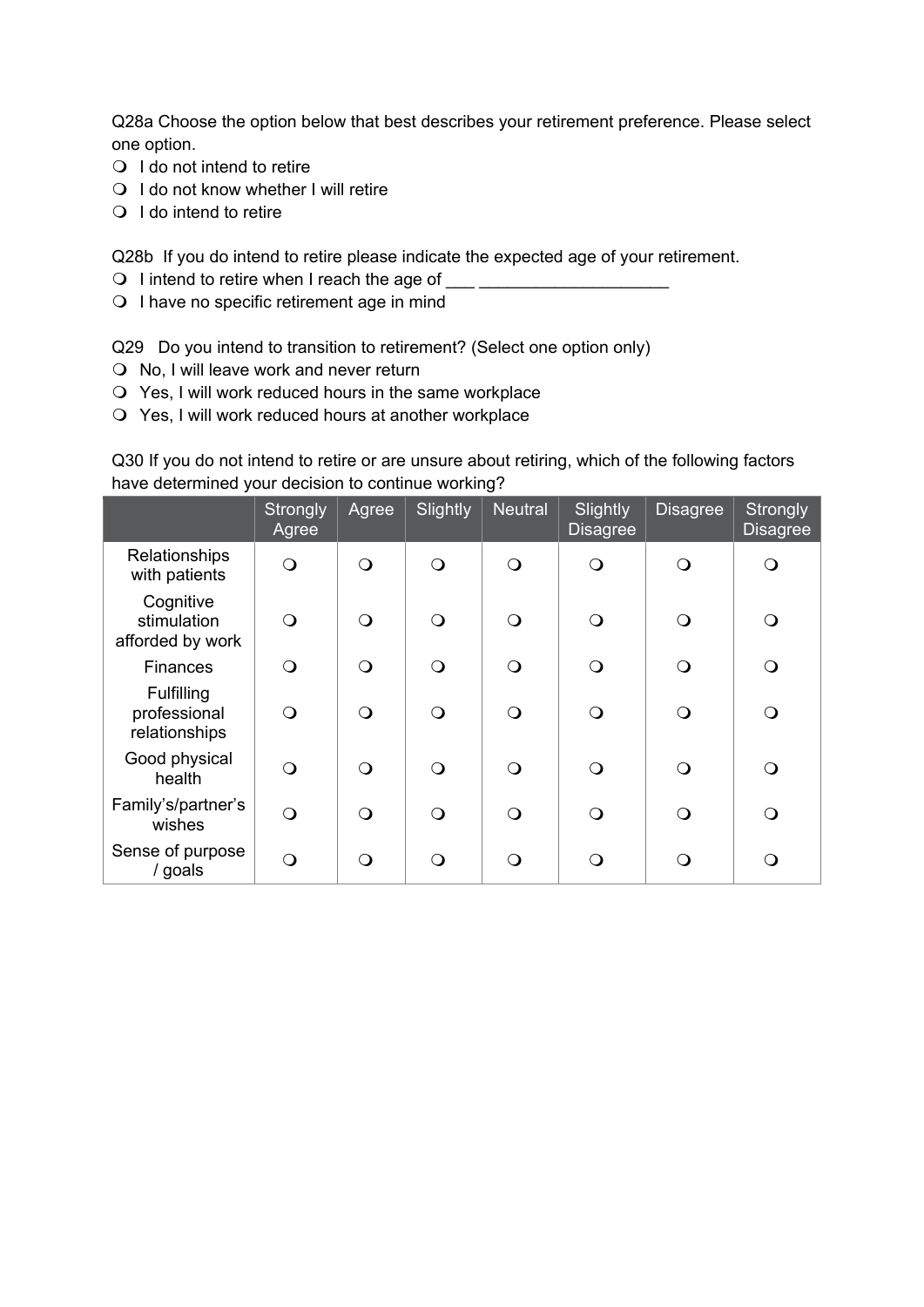Q28a Choose the option below that best describes your retirement preference. Please select one option.

- ❍ I do not intend to retire
- ❍ I do not know whether I will retire
- ❍ I do intend to retire

Q28b If you do intend to retire please indicate the expected age of your retirement.

- ❍ I intend to retire when I reach the age of ___ ____________________
- ❍ I have no specific retirement age in mind

Q29 Do you intend to transition to retirement? (Select one option only)

- ❍ No, I will leave work and never return
- ❍ Yes, I will work reduced hours in the same workplace
- ❍ Yes, I will work reduced hours at another workplace

Q30 If you do not intend to retire or are unsure about retiring, which of the following factors have determined your decision to continue working?

| | Strongly Agree | Agree | Slightly | Neutral | Slightly Disagree | Disagree | Strongly Disagree |
|---|---|---|---|---|---|---|---|
| Relationships with patients | ❍ | ❍ | ❍ | ❍ | ❍ | ❍ | ❍ |
| Cognitive stimulation afforded by work | ❍ | ❍ | ❍ | ❍ | ❍ | ❍ | ❍ |
| Finances | ❍ | ❍ | ❍ | ❍ | ❍ | ❍ | ❍ |
| Fulfilling professional relationships | ❍ | ❍ | ❍ | ❍ | ❍ | ❍ | ❍ |
| Good physical health | ❍ | ❍ | ❍ | ❍ | ❍ | ❍ | ❍ |
| Family's/partner's wishes | ❍ | ❍ | ❍ | ❍ | ❍ | ❍ | ❍ |
| Sense of purpose / goals | ❍ | ❍ | ❍ | ❍ | ❍ | ❍ | ❍ |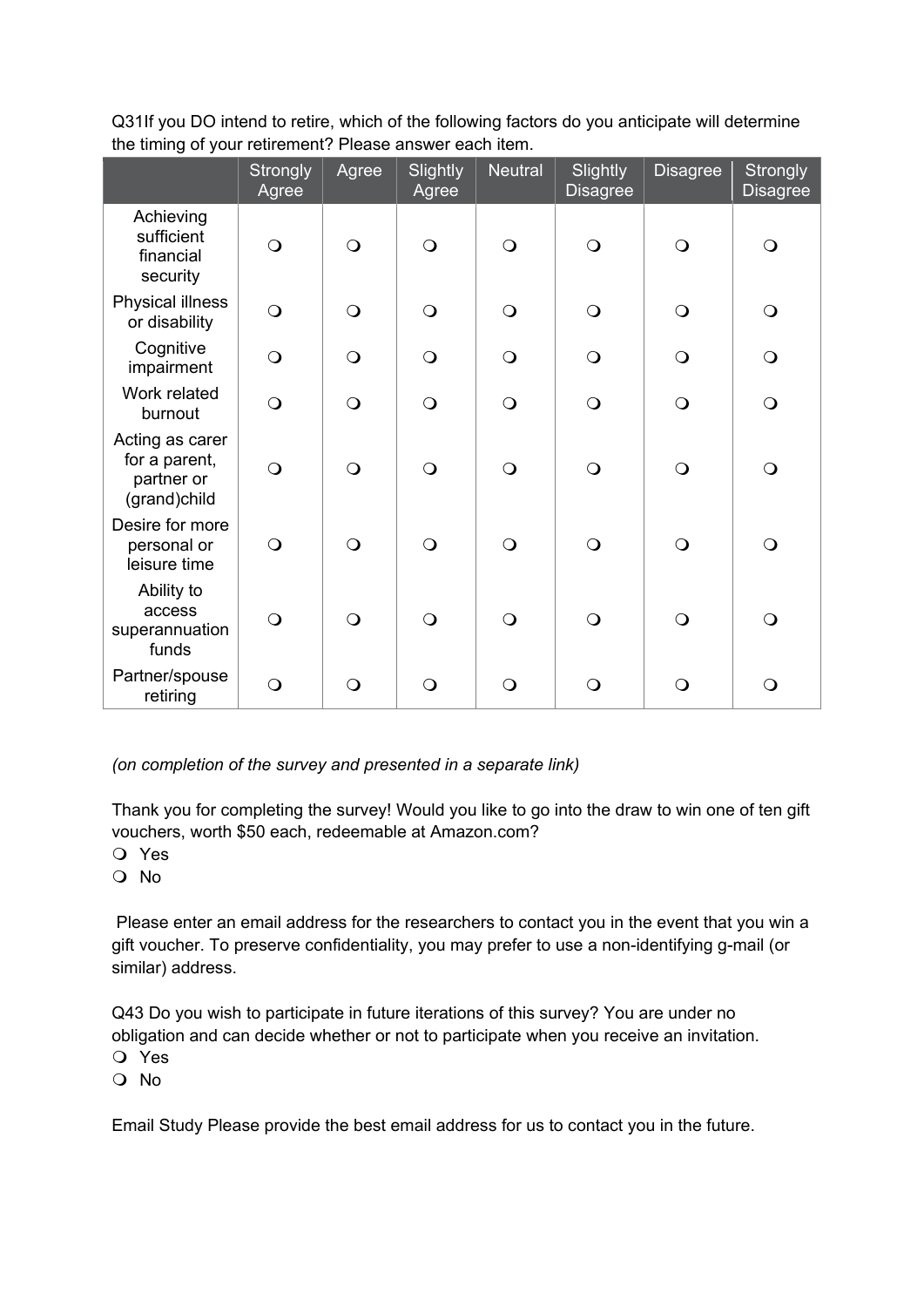Q31If you DO intend to retire, which of the following factors do you anticipate will determine the timing of your retirement? Please answer each item.

| | Strongly Agree | Agree | Slightly Agree | Neutral | Slightly Disagree | Disagree | Strongly Disagree |
|---|---|---|---|---|---|---|---|
| Achieving sufficient financial security | ❍ | ❍ | ❍ | ❍ | ❍ | ❍ | ❍ |
| Physical illness or disability | ❍ | ❍ | ❍ | ❍ | ❍ | ❍ | ❍ |
| Cognitive impairment | ❍ | ❍ | ❍ | ❍ | ❍ | ❍ | ❍ |
| Work related burnout | ❍ | ❍ | ❍ | ❍ | ❍ | ❍ | ❍ |
| Acting as carer for a parent, partner or (grand)child | ❍ | ❍ | ❍ | ❍ | ❍ | ❍ | ❍ |
| Desire for more personal or leisure time | ❍ | ❍ | ❍ | ❍ | ❍ | ❍ | ❍ |
| Ability to access superannuation funds | ❍ | ❍ | ❍ | ❍ | ❍ | ❍ | ❍ |
| Partner/spouse retiring | ❍ | ❍ | ❍ | ❍ | ❍ | ❍ | ❍ |

*(on completion of the survey and presented in a separate link)*

Thank you for completing the survey! Would you like to go into the draw to win one of ten gift vouchers, worth $50 each, redeemable at Amazon.com?

- ❍ Yes
- ❍ No

Please enter an email address for the researchers to contact you in the event that you win a gift voucher. To preserve confidentiality, you may prefer to use a non-identifying g-mail (or similar) address.

Q43 Do you wish to participate in future iterations of this survey? You are under no obligation and can decide whether or not to participate when you receive an invitation.

- ❍ Yes
- ❍ No

Email Study Please provide the best email address for us to contact you in the future.